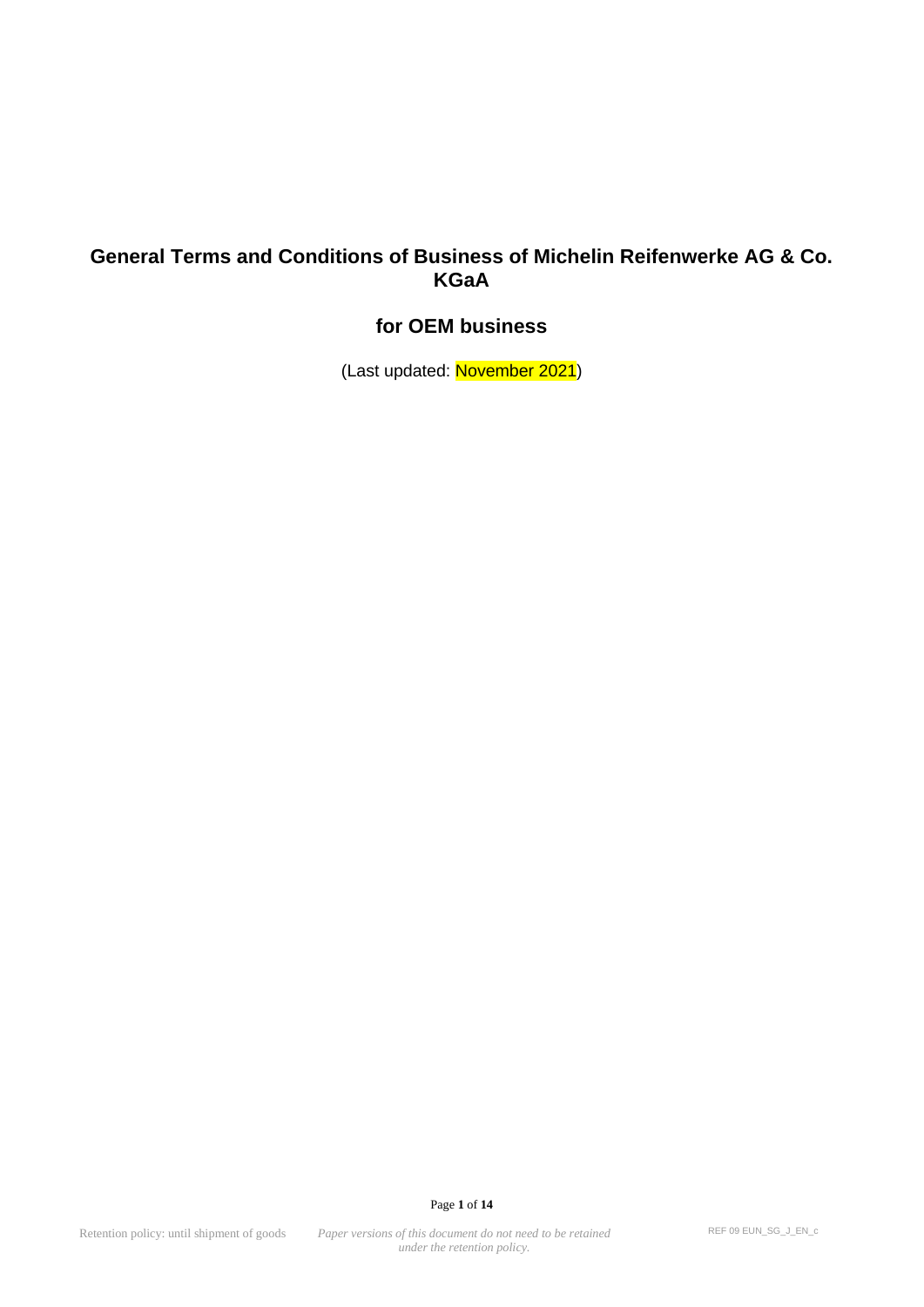# General Terms and Conditions of Business of Michelin Reifenwerke AG & Co. KGaA

## for OEM business

(Last updated: November 2021)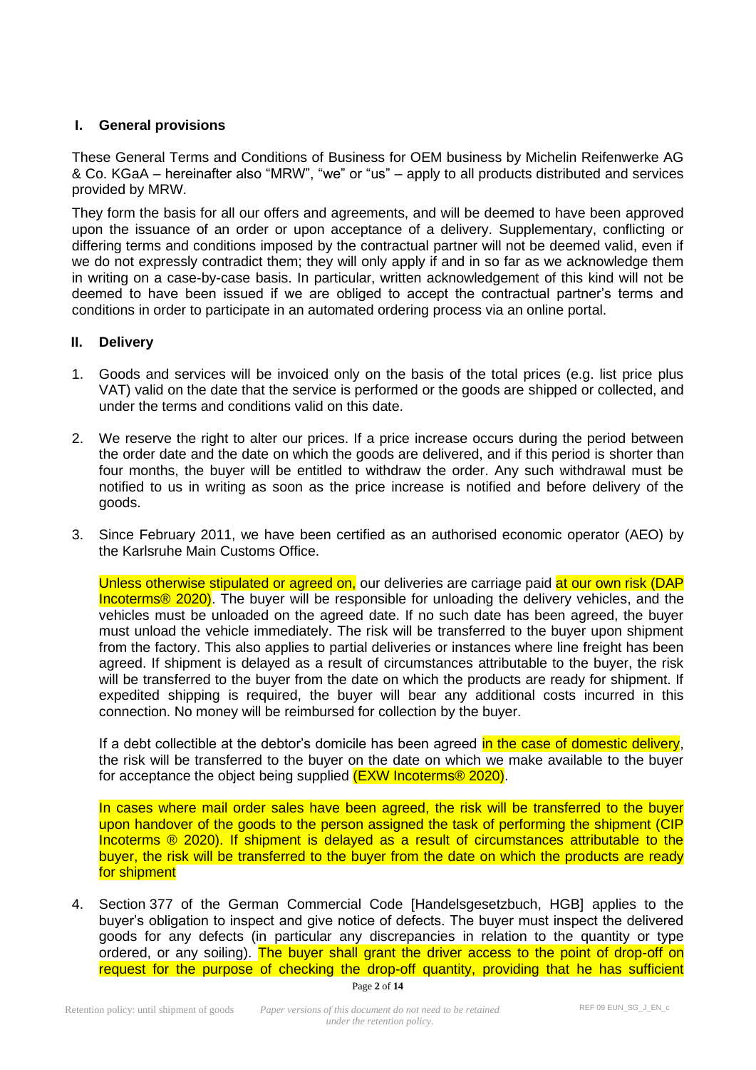## I. General provisions

These General Terms and Conditions of Business for OEM business by Michelin Reifenwerke AG & Co. KGaA – hereinafter also "MRW", "we" or "us" – apply to all products distributed and services provided by MRW.

They form the basis for all our offers and agreements, and will be deemed to have been approved upon the issuance of an order or upon acceptance of a delivery. Supplementary, conflicting or differing terms and conditions imposed by the contractual partner will not be deemed valid, even if we do not expressly contradict them; they will only apply if and in so far as we acknowledge them in writing on a case-by-case basis. In particular, written acknowledgement of this kind will not be deemed to have been issued if we are obliged to accept the contractual partner's terms and conditions in order to participate in an automated ordering process via an online portal.

## II. Delivery

1. Goods and services will be invoiced only on the basis of the total prices (e.g. list price plus VAT) valid on the date that the service is performed or the goods are shipped or collected, and under the terms and conditions valid on this date.

2. We reserve the right to alter our prices. If a price increase occurs during the period between the order date and the date on which the goods are delivered, and if this period is shorter than four months, the buyer will be entitled to withdraw the order. Any such withdrawal must be notified to us in writing as soon as the price increase is notified and before delivery of the goods.

3. Since February 2011, we have been certified as an authorised economic operator (AEO) by the Karlsruhe Main Customs Office.

   Unless otherwise stipulated or agreed on, our deliveries are carriage paid at our own risk (DAP Incoterms® 2020). The buyer will be responsible for unloading the delivery vehicles, and the vehicles must be unloaded on the agreed date. If no such date has been agreed, the buyer must unload the vehicle immediately. The risk will be transferred to the buyer upon shipment from the factory. This also applies to partial deliveries or instances where line freight has been agreed. If shipment is delayed as a result of circumstances attributable to the buyer, the risk will be transferred to the buyer from the date on which the products are ready for shipment. If expedited shipping is required, the buyer will bear any additional costs incurred in this connection. No money will be reimbursed for collection by the buyer.

   If a debt collectible at the debtor's domicile has been agreed in the case of domestic delivery, the risk will be transferred to the buyer on the date on which we make available to the buyer for acceptance the object being supplied (EXW Incoterms® 2020).

   In cases where mail order sales have been agreed, the risk will be transferred to the buyer upon handover of the goods to the person assigned the task of performing the shipment (CIP Incoterms ® 2020). If shipment is delayed as a result of circumstances attributable to the buyer, the risk will be transferred to the buyer from the date on which the products are ready for shipment

4. Section 377 of the German Commercial Code [Handelsgesetzbuch, HGB] applies to the buyer's obligation to inspect and give notice of defects. The buyer must inspect the delivered goods for any defects (in particular any discrepancies in relation to the quantity or type ordered, or any soiling). The buyer shall grant the driver access to the point of drop-off on request for the purpose of checking the drop-off quantity, providing that he has sufficient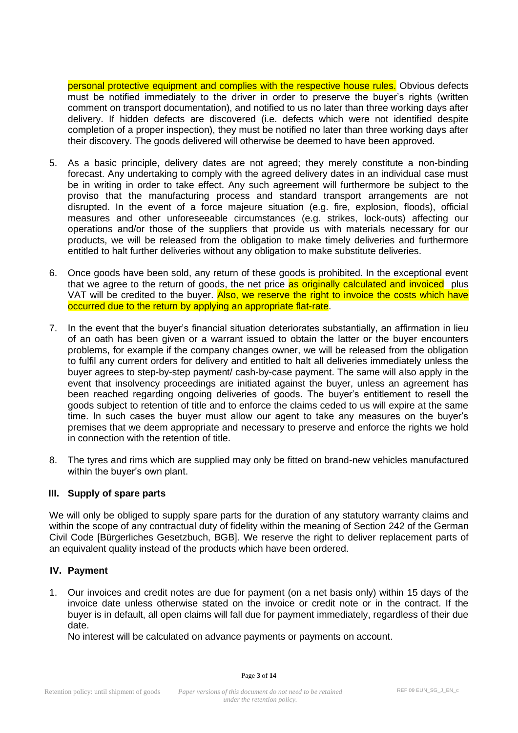personal protective equipment and complies with the respective house rules. Obvious defects must be notified immediately to the driver in order to preserve the buyer's rights (written comment on transport documentation), and notified to us no later than three working days after delivery. If hidden defects are discovered (i.e. defects which were not identified despite completion of a proper inspection), they must be notified no later than three working days after their discovery. The goods delivered will otherwise be deemed to have been approved.

5. As a basic principle, delivery dates are not agreed; they merely constitute a non-binding forecast. Any undertaking to comply with the agreed delivery dates in an individual case must be in writing in order to take effect. Any such agreement will furthermore be subject to the proviso that the manufacturing process and standard transport arrangements are not disrupted. In the event of a force majeure situation (e.g. fire, explosion, floods), official measures and other unforeseeable circumstances (e.g. strikes, lock-outs) affecting our operations and/or those of the suppliers that provide us with materials necessary for our products, we will be released from the obligation to make timely deliveries and furthermore entitled to halt further deliveries without any obligation to make substitute deliveries.

6. Once goods have been sold, any return of these goods is prohibited. In the exceptional event that we agree to the return of goods, the net price as originally calculated and invoiced plus VAT will be credited to the buyer. Also, we reserve the right to invoice the costs which have occurred due to the return by applying an appropriate flat-rate.

7. In the event that the buyer's financial situation deteriorates substantially, an affirmation in lieu of an oath has been given or a warrant issued to obtain the latter or the buyer encounters problems, for example if the company changes owner, we will be released from the obligation to fulfil any current orders for delivery and entitled to halt all deliveries immediately unless the buyer agrees to step-by-step payment/ cash-by-case payment. The same will also apply in the event that insolvency proceedings are initiated against the buyer, unless an agreement has been reached regarding ongoing deliveries of goods. The buyer's entitlement to resell the goods subject to retention of title and to enforce the claims ceded to us will expire at the same time. In such cases the buyer must allow our agent to take any measures on the buyer's premises that we deem appropriate and necessary to preserve and enforce the rights we hold in connection with the retention of title.

8. The tyres and rims which are supplied may only be fitted on brand-new vehicles manufactured within the buyer's own plant.

## III. Supply of spare parts

We will only be obliged to supply spare parts for the duration of any statutory warranty claims and within the scope of any contractual duty of fidelity within the meaning of Section 242 of the German Civil Code [Bürgerliches Gesetzbuch, BGB]. We reserve the right to deliver replacement parts of an equivalent quality instead of the products which have been ordered.

## IV. Payment

1. Our invoices and credit notes are due for payment (on a net basis only) within 15 days of the invoice date unless otherwise stated on the invoice or credit note or in the contract. If the buyer is in default, all open claims will fall due for payment immediately, regardless of their due date.

   No interest will be calculated on advance payments or payments on account.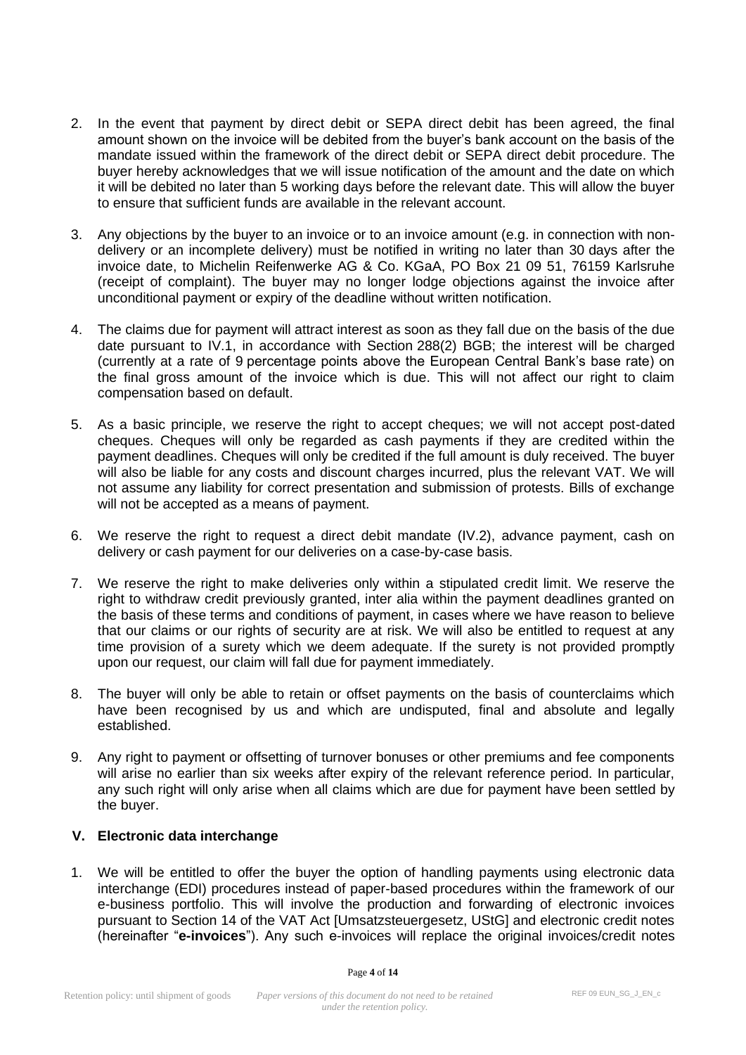2. In the event that payment by direct debit or SEPA direct debit has been agreed, the final amount shown on the invoice will be debited from the buyer's bank account on the basis of the mandate issued within the framework of the direct debit or SEPA direct debit procedure. The buyer hereby acknowledges that we will issue notification of the amount and the date on which it will be debited no later than 5 working days before the relevant date. This will allow the buyer to ensure that sufficient funds are available in the relevant account.

3. Any objections by the buyer to an invoice or to an invoice amount (e.g. in connection with non-delivery or an incomplete delivery) must be notified in writing no later than 30 days after the invoice date, to Michelin Reifenwerke AG & Co. KGaA, PO Box 21 09 51, 76159 Karlsruhe (receipt of complaint). The buyer may no longer lodge objections against the invoice after unconditional payment or expiry of the deadline without written notification.

4. The claims due for payment will attract interest as soon as they fall due on the basis of the due date pursuant to IV.1, in accordance with Section 288(2) BGB; the interest will be charged (currently at a rate of 9 percentage points above the European Central Bank's base rate) on the final gross amount of the invoice which is due. This will not affect our right to claim compensation based on default.

5. As a basic principle, we reserve the right to accept cheques; we will not accept post-dated cheques. Cheques will only be regarded as cash payments if they are credited within the payment deadlines. Cheques will only be credited if the full amount is duly received. The buyer will also be liable for any costs and discount charges incurred, plus the relevant VAT. We will not assume any liability for correct presentation and submission of protests. Bills of exchange will not be accepted as a means of payment.

6. We reserve the right to request a direct debit mandate (IV.2), advance payment, cash on delivery or cash payment for our deliveries on a case-by-case basis.

7. We reserve the right to make deliveries only within a stipulated credit limit. We reserve the right to withdraw credit previously granted, inter alia within the payment deadlines granted on the basis of these terms and conditions of payment, in cases where we have reason to believe that our claims or our rights of security are at risk. We will also be entitled to request at any time provision of a surety which we deem adequate. If the surety is not provided promptly upon our request, our claim will fall due for payment immediately.

8. The buyer will only be able to retain or offset payments on the basis of counterclaims which have been recognised by us and which are undisputed, final and absolute and legally established.

9. Any right to payment or offsetting of turnover bonuses or other premiums and fee components will arise no earlier than six weeks after expiry of the relevant reference period. In particular, any such right will only arise when all claims which are due for payment have been settled by the buyer.

## V. Electronic data interchange

1. We will be entitled to offer the buyer the option of handling payments using electronic data interchange (EDI) procedures instead of paper-based procedures within the framework of our e-business portfolio. This will involve the production and forwarding of electronic invoices pursuant to Section 14 of the VAT Act [Umsatzsteuergesetz, UStG] and electronic credit notes (hereinafter "**e-invoices**"). Any such e-invoices will replace the original invoices/credit notes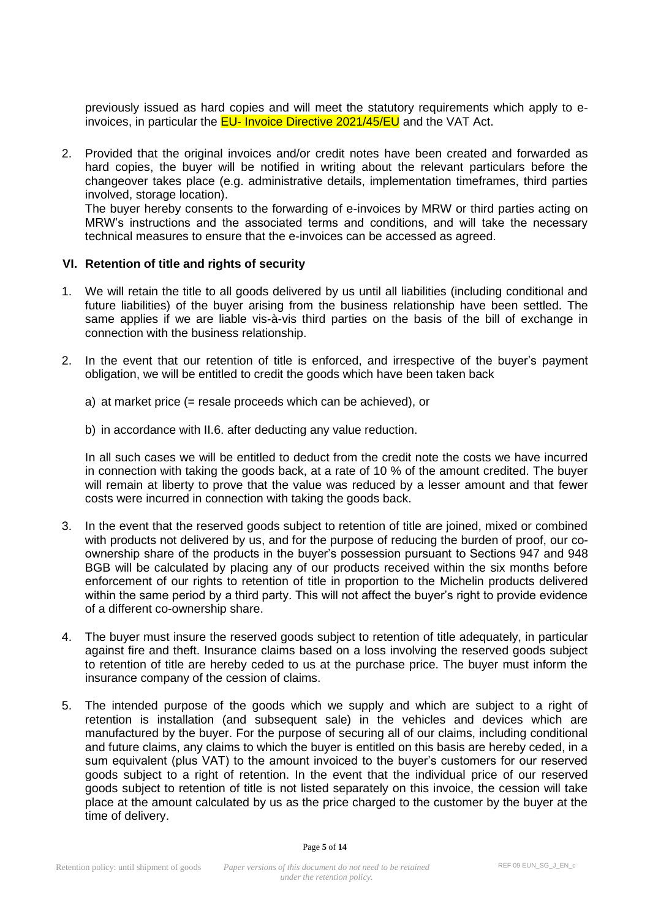previously issued as hard copies and will meet the statutory requirements which apply to e-invoices, in particular the EU- Invoice Directive 2021/45/EU and the VAT Act.

2. Provided that the original invoices and/or credit notes have been created and forwarded as hard copies, the buyer will be notified in writing about the relevant particulars before the changeover takes place (e.g. administrative details, implementation timeframes, third parties involved, storage location).
   The buyer hereby consents to the forwarding of e-invoices by MRW or third parties acting on MRW's instructions and the associated terms and conditions, and will take the necessary technical measures to ensure that the e-invoices can be accessed as agreed.

### VI. Retention of title and rights of security

1. We will retain the title to all goods delivered by us until all liabilities (including conditional and future liabilities) of the buyer arising from the business relationship have been settled. The same applies if we are liable vis-à-vis third parties on the basis of the bill of exchange in connection with the business relationship.

2. In the event that our retention of title is enforced, and irrespective of the buyer's payment obligation, we will be entitled to credit the goods which have been taken back

   a) at market price (= resale proceeds which can be achieved), or

   b) in accordance with II.6. after deducting any value reduction.

   In all such cases we will be entitled to deduct from the credit note the costs we have incurred in connection with taking the goods back, at a rate of 10 % of the amount credited. The buyer will remain at liberty to prove that the value was reduced by a lesser amount and that fewer costs were incurred in connection with taking the goods back.

3. In the event that the reserved goods subject to retention of title are joined, mixed or combined with products not delivered by us, and for the purpose of reducing the burden of proof, our co-ownership share of the products in the buyer's possession pursuant to Sections 947 and 948 BGB will be calculated by placing any of our products received within the six months before enforcement of our rights to retention of title in proportion to the Michelin products delivered within the same period by a third party. This will not affect the buyer's right to provide evidence of a different co-ownership share.

4. The buyer must insure the reserved goods subject to retention of title adequately, in particular against fire and theft. Insurance claims based on a loss involving the reserved goods subject to retention of title are hereby ceded to us at the purchase price. The buyer must inform the insurance company of the cession of claims.

5. The intended purpose of the goods which we supply and which are subject to a right of retention is installation (and subsequent sale) in the vehicles and devices which are manufactured by the buyer. For the purpose of securing all of our claims, including conditional and future claims, any claims to which the buyer is entitled on this basis are hereby ceded, in a sum equivalent (plus VAT) to the amount invoiced to the buyer's customers for our reserved goods subject to a right of retention. In the event that the individual price of our reserved goods subject to retention of title is not listed separately on this invoice, the cession will take place at the amount calculated by us as the price charged to the customer by the buyer at the time of delivery.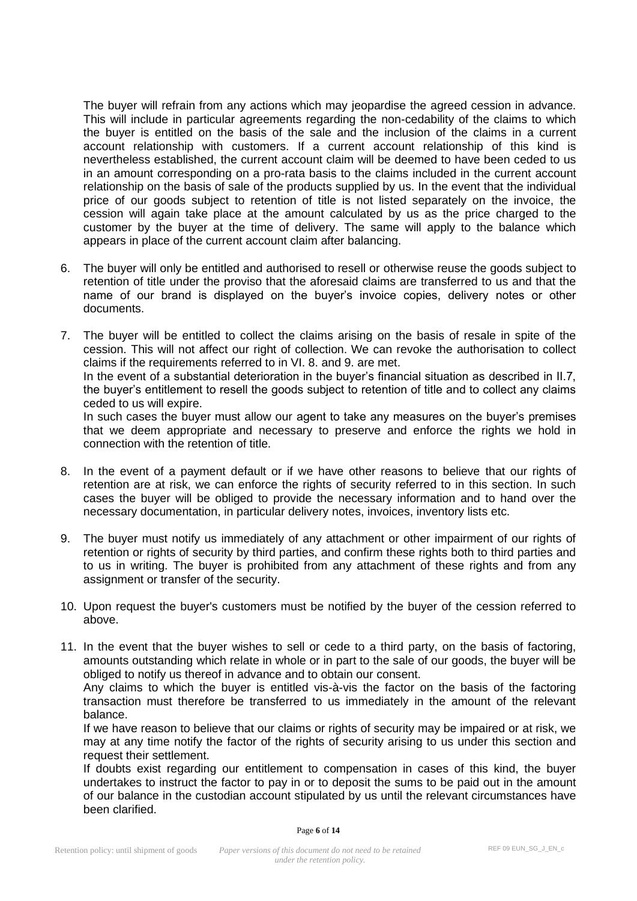The buyer will refrain from any actions which may jeopardise the agreed cession in advance. This will include in particular agreements regarding the non-cedability of the claims to which the buyer is entitled on the basis of the sale and the inclusion of the claims in a current account relationship with customers. If a current account relationship of this kind is nevertheless established, the current account claim will be deemed to have been ceded to us in an amount corresponding on a pro-rata basis to the claims included in the current account relationship on the basis of sale of the products supplied by us. In the event that the individual price of our goods subject to retention of title is not listed separately on the invoice, the cession will again take place at the amount calculated by us as the price charged to the customer by the buyer at the time of delivery. The same will apply to the balance which appears in place of the current account claim after balancing.

6. The buyer will only be entitled and authorised to resell or otherwise reuse the goods subject to retention of title under the proviso that the aforesaid claims are transferred to us and that the name of our brand is displayed on the buyer's invoice copies, delivery notes or other documents.

7. The buyer will be entitled to collect the claims arising on the basis of resale in spite of the cession. This will not affect our right of collection. We can revoke the authorisation to collect claims if the requirements referred to in VI. 8. and 9. are met.
   In the event of a substantial deterioration in the buyer's financial situation as described in II.7, the buyer's entitlement to resell the goods subject to retention of title and to collect any claims ceded to us will expire.
   In such cases the buyer must allow our agent to take any measures on the buyer's premises that we deem appropriate and necessary to preserve and enforce the rights we hold in connection with the retention of title.

8. In the event of a payment default or if we have other reasons to believe that our rights of retention are at risk, we can enforce the rights of security referred to in this section. In such cases the buyer will be obliged to provide the necessary information and to hand over the necessary documentation, in particular delivery notes, invoices, inventory lists etc.

9. The buyer must notify us immediately of any attachment or other impairment of our rights of retention or rights of security by third parties, and confirm these rights both to third parties and to us in writing. The buyer is prohibited from any attachment of these rights and from any assignment or transfer of the security.

10. Upon request the buyer's customers must be notified by the buyer of the cession referred to above.

11. In the event that the buyer wishes to sell or cede to a third party, on the basis of factoring, amounts outstanding which relate in whole or in part to the sale of our goods, the buyer will be obliged to notify us thereof in advance and to obtain our consent.
    Any claims to which the buyer is entitled vis-à-vis the factor on the basis of the factoring transaction must therefore be transferred to us immediately in the amount of the relevant balance.
    If we have reason to believe that our claims or rights of security may be impaired or at risk, we may at any time notify the factor of the rights of security arising to us under this section and request their settlement.
    If doubts exist regarding our entitlement to compensation in cases of this kind, the buyer undertakes to instruct the factor to pay in or to deposit the sums to be paid out in the amount of our balance in the custodian account stipulated by us until the relevant circumstances have been clarified.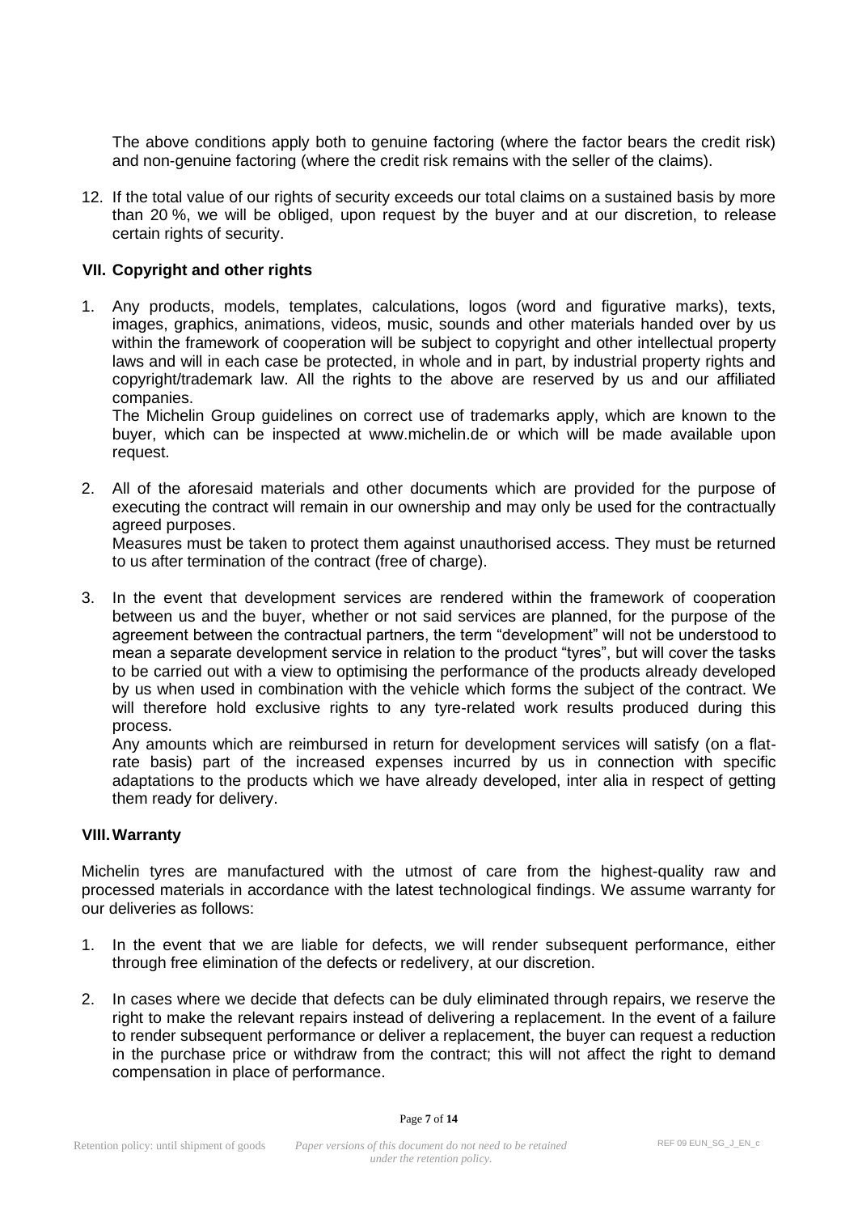The above conditions apply both to genuine factoring (where the factor bears the credit risk) and non-genuine factoring (where the credit risk remains with the seller of the claims).

12. If the total value of our rights of security exceeds our total claims on a sustained basis by more than 20 %, we will be obliged, upon request by the buyer and at our discretion, to release certain rights of security.

## VII. Copyright and other rights

1. Any products, models, templates, calculations, logos (word and figurative marks), texts, images, graphics, animations, videos, music, sounds and other materials handed over by us within the framework of cooperation will be subject to copyright and other intellectual property laws and will in each case be protected, in whole and in part, by industrial property rights and copyright/trademark law. All the rights to the above are reserved by us and our affiliated companies.
   The Michelin Group guidelines on correct use of trademarks apply, which are known to the buyer, which can be inspected at www.michelin.de or which will be made available upon request.

2. All of the aforesaid materials and other documents which are provided for the purpose of executing the contract will remain in our ownership and may only be used for the contractually agreed purposes.
   Measures must be taken to protect them against unauthorised access. They must be returned to us after termination of the contract (free of charge).

3. In the event that development services are rendered within the framework of cooperation between us and the buyer, whether or not said services are planned, for the purpose of the agreement between the contractual partners, the term "development" will not be understood to mean a separate development service in relation to the product "tyres", but will cover the tasks to be carried out with a view to optimising the performance of the products already developed by us when used in combination with the vehicle which forms the subject of the contract. We will therefore hold exclusive rights to any tyre-related work results produced during this process.
   Any amounts which are reimbursed in return for development services will satisfy (on a flat-rate basis) part of the increased expenses incurred by us in connection with specific adaptations to the products which we have already developed, inter alia in respect of getting them ready for delivery.

## VIII. Warranty

Michelin tyres are manufactured with the utmost of care from the highest-quality raw and processed materials in accordance with the latest technological findings. We assume warranty for our deliveries as follows:

1. In the event that we are liable for defects, we will render subsequent performance, either through free elimination of the defects or redelivery, at our discretion.

2. In cases where we decide that defects can be duly eliminated through repairs, we reserve the right to make the relevant repairs instead of delivering a replacement. In the event of a failure to render subsequent performance or deliver a replacement, the buyer can request a reduction in the purchase price or withdraw from the contract; this will not affect the right to demand compensation in place of performance.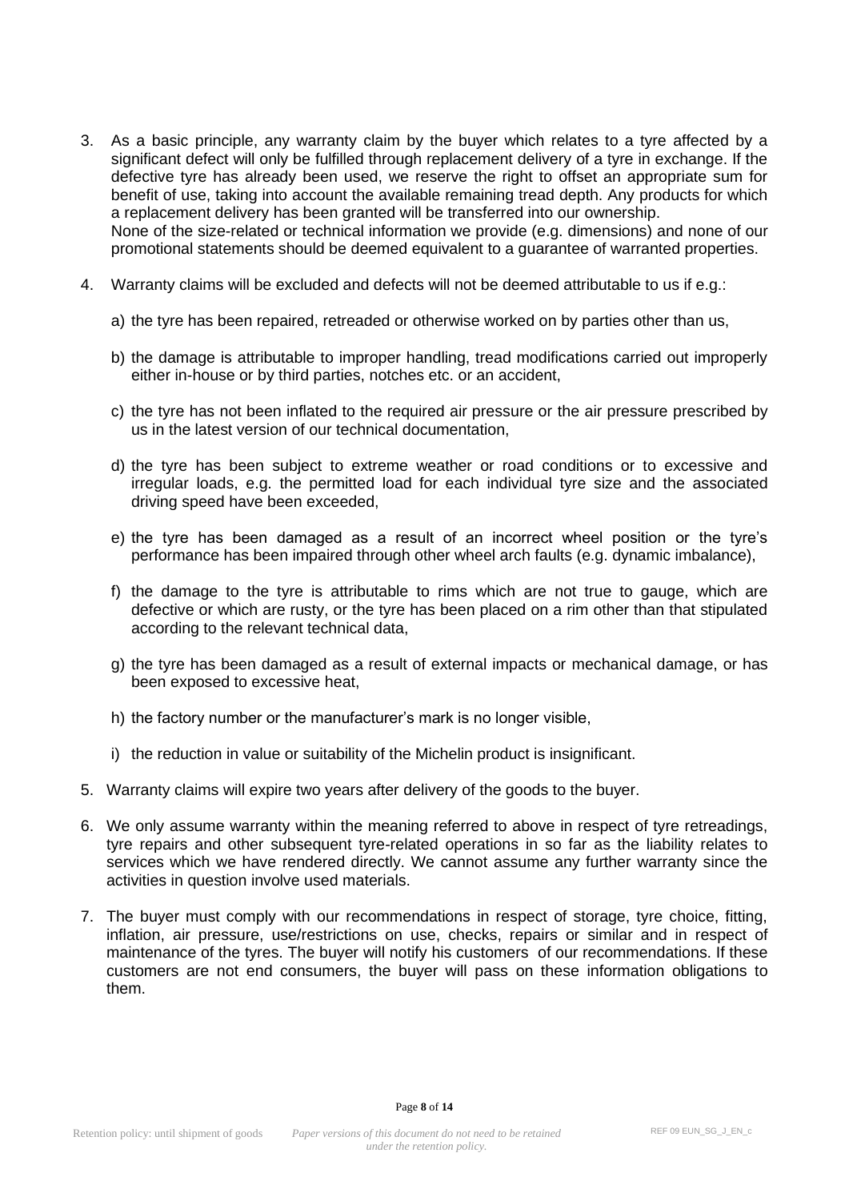3. As a basic principle, any warranty claim by the buyer which relates to a tyre affected by a significant defect will only be fulfilled through replacement delivery of a tyre in exchange. If the defective tyre has already been used, we reserve the right to offset an appropriate sum for benefit of use, taking into account the available remaining tread depth. Any products for which a replacement delivery has been granted will be transferred into our ownership.
   None of the size-related or technical information we provide (e.g. dimensions) and none of our promotional statements should be deemed equivalent to a guarantee of warranted properties.

4. Warranty claims will be excluded and defects will not be deemed attributable to us if e.g.:

   a) the tyre has been repaired, retreaded or otherwise worked on by parties other than us,

   b) the damage is attributable to improper handling, tread modifications carried out improperly either in-house or by third parties, notches etc. or an accident,

   c) the tyre has not been inflated to the required air pressure or the air pressure prescribed by us in the latest version of our technical documentation,

   d) the tyre has been subject to extreme weather or road conditions or to excessive and irregular loads, e.g. the permitted load for each individual tyre size and the associated driving speed have been exceeded,

   e) the tyre has been damaged as a result of an incorrect wheel position or the tyre's performance has been impaired through other wheel arch faults (e.g. dynamic imbalance),

   f) the damage to the tyre is attributable to rims which are not true to gauge, which are defective or which are rusty, or the tyre has been placed on a rim other than that stipulated according to the relevant technical data,

   g) the tyre has been damaged as a result of external impacts or mechanical damage, or has been exposed to excessive heat,

   h) the factory number or the manufacturer's mark is no longer visible,

   i) the reduction in value or suitability of the Michelin product is insignificant.

5. Warranty claims will expire two years after delivery of the goods to the buyer.

6. We only assume warranty within the meaning referred to above in respect of tyre retreadings, tyre repairs and other subsequent tyre-related operations in so far as the liability relates to services which we have rendered directly. We cannot assume any further warranty since the activities in question involve used materials.

7. The buyer must comply with our recommendations in respect of storage, tyre choice, fitting, inflation, air pressure, use/restrictions on use, checks, repairs or similar and in respect of maintenance of the tyres. The buyer will notify his customers of our recommendations. If these customers are not end consumers, the buyer will pass on these information obligations to them.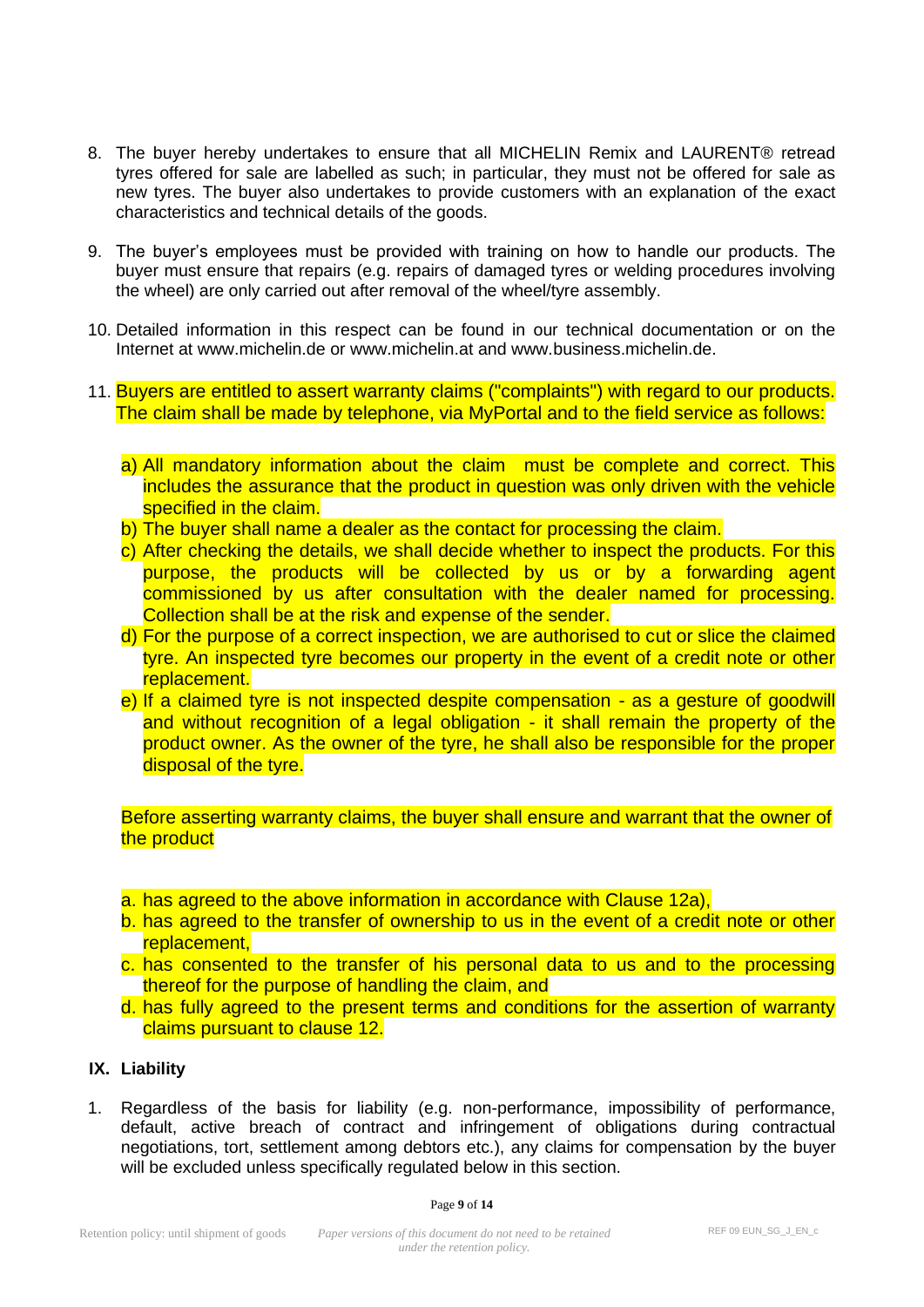8. The buyer hereby undertakes to ensure that all MICHELIN Remix and LAURENT® retread tyres offered for sale are labelled as such; in particular, they must not be offered for sale as new tyres. The buyer also undertakes to provide customers with an explanation of the exact characteristics and technical details of the goods.

9. The buyer's employees must be provided with training on how to handle our products. The buyer must ensure that repairs (e.g. repairs of damaged tyres or welding procedures involving the wheel) are only carried out after removal of the wheel/tyre assembly.

10. Detailed information in this respect can be found in our technical documentation or on the Internet at www.michelin.de or www.michelin.at and www.business.michelin.de.

11. Buyers are entitled to assert warranty claims ("complaints") with regard to our products. The claim shall be made by telephone, via MyPortal and to the field service as follows:

    a) All mandatory information about the claim must be complete and correct. This includes the assurance that the product in question was only driven with the vehicle specified in the claim.
    b) The buyer shall name a dealer as the contact for processing the claim.
    c) After checking the details, we shall decide whether to inspect the products. For this purpose, the products will be collected by us or by a forwarding agent commissioned by us after consultation with the dealer named for processing. Collection shall be at the risk and expense of the sender.
    d) For the purpose of a correct inspection, we are authorised to cut or slice the claimed tyre. An inspected tyre becomes our property in the event of a credit note or other replacement.
    e) If a claimed tyre is not inspected despite compensation - as a gesture of goodwill and without recognition of a legal obligation - it shall remain the property of the product owner. As the owner of the tyre, he shall also be responsible for the proper disposal of the tyre.

    Before asserting warranty claims, the buyer shall ensure and warrant that the owner of the product

    a. has agreed to the above information in accordance with Clause 12a),
    b. has agreed to the transfer of ownership to us in the event of a credit note or other replacement,
    c. has consented to the transfer of his personal data to us and to the processing thereof for the purpose of handling the claim, and
    d. has fully agreed to the present terms and conditions for the assertion of warranty claims pursuant to clause 12.

## IX. Liability

1. Regardless of the basis for liability (e.g. non-performance, impossibility of performance, default, active breach of contract and infringement of obligations during contractual negotiations, tort, settlement among debtors etc.), any claims for compensation by the buyer will be excluded unless specifically regulated below in this section.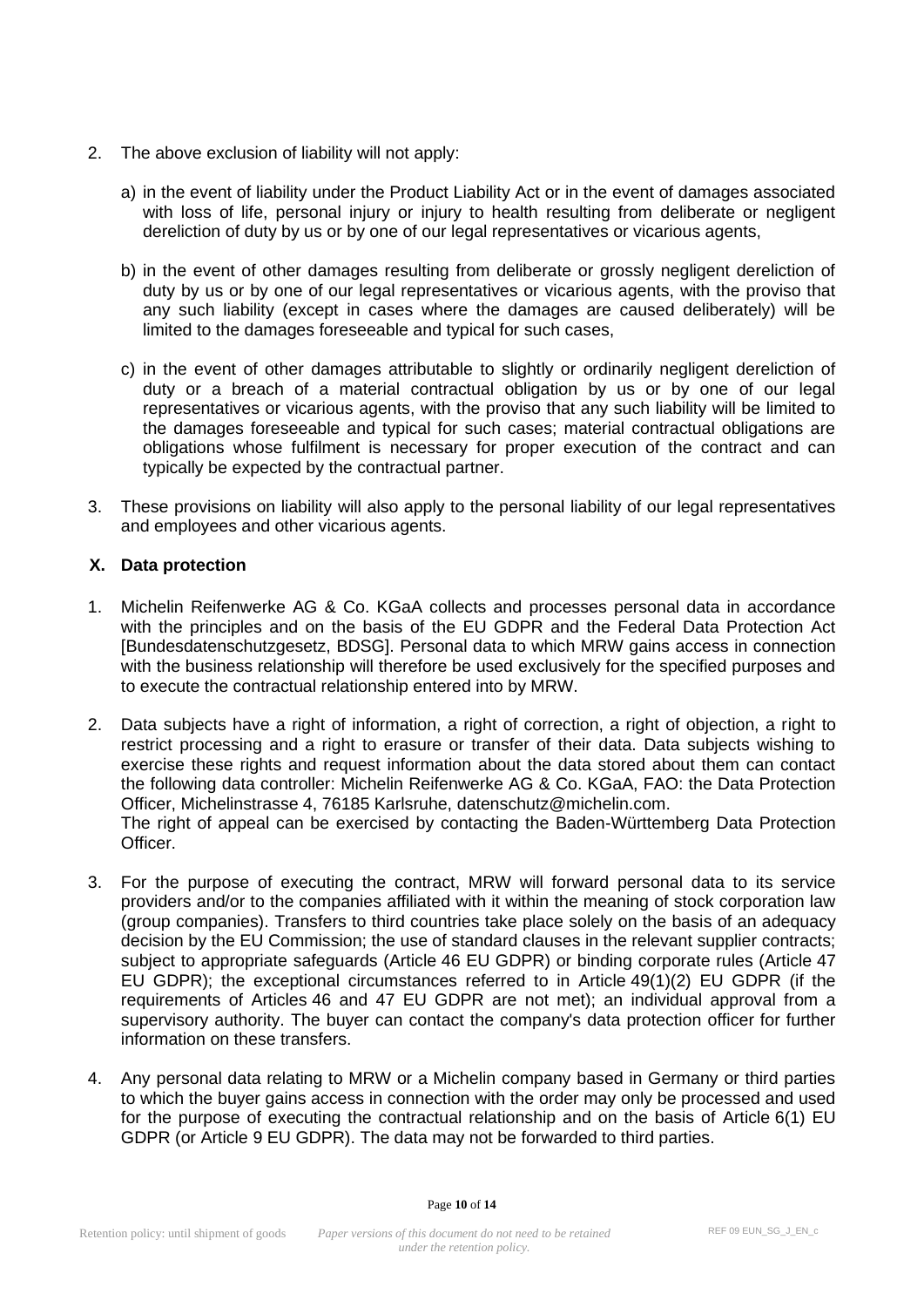2. The above exclusion of liability will not apply:

   a) in the event of liability under the Product Liability Act or in the event of damages associated with loss of life, personal injury or injury to health resulting from deliberate or negligent dereliction of duty by us or by one of our legal representatives or vicarious agents,

   b) in the event of other damages resulting from deliberate or grossly negligent dereliction of duty by us or by one of our legal representatives or vicarious agents, with the proviso that any such liability (except in cases where the damages are caused deliberately) will be limited to the damages foreseeable and typical for such cases,

   c) in the event of other damages attributable to slightly or ordinarily negligent dereliction of duty or a breach of a material contractual obligation by us or by one of our legal representatives or vicarious agents, with the proviso that any such liability will be limited to the damages foreseeable and typical for such cases; material contractual obligations are obligations whose fulfilment is necessary for proper execution of the contract and can typically be expected by the contractual partner.

3. These provisions on liability will also apply to the personal liability of our legal representatives and employees and other vicarious agents.

## X. Data protection

1. Michelin Reifenwerke AG & Co. KGaA collects and processes personal data in accordance with the principles and on the basis of the EU GDPR and the Federal Data Protection Act [Bundesdatenschutzgesetz, BDSG]. Personal data to which MRW gains access in connection with the business relationship will therefore be used exclusively for the specified purposes and to execute the contractual relationship entered into by MRW.

2. Data subjects have a right of information, a right of correction, a right of objection, a right to restrict processing and a right to erasure or transfer of their data. Data subjects wishing to exercise these rights and request information about the data stored about them can contact the following data controller: Michelin Reifenwerke AG & Co. KGaA, FAO: the Data Protection Officer, Michelinstrasse 4, 76185 Karlsruhe, datenschutz@michelin.com.
   The right of appeal can be exercised by contacting the Baden-Württemberg Data Protection Officer.

3. For the purpose of executing the contract, MRW will forward personal data to its service providers and/or to the companies affiliated with it within the meaning of stock corporation law (group companies). Transfers to third countries take place solely on the basis of an adequacy decision by the EU Commission; the use of standard clauses in the relevant supplier contracts; subject to appropriate safeguards (Article 46 EU GDPR) or binding corporate rules (Article 47 EU GDPR); the exceptional circumstances referred to in Article 49(1)(2) EU GDPR (if the requirements of Articles 46 and 47 EU GDPR are not met); an individual approval from a supervisory authority. The buyer can contact the company's data protection officer for further information on these transfers.

4. Any personal data relating to MRW or a Michelin company based in Germany or third parties to which the buyer gains access in connection with the order may only be processed and used for the purpose of executing the contractual relationship and on the basis of Article 6(1) EU GDPR (or Article 9 EU GDPR). The data may not be forwarded to third parties.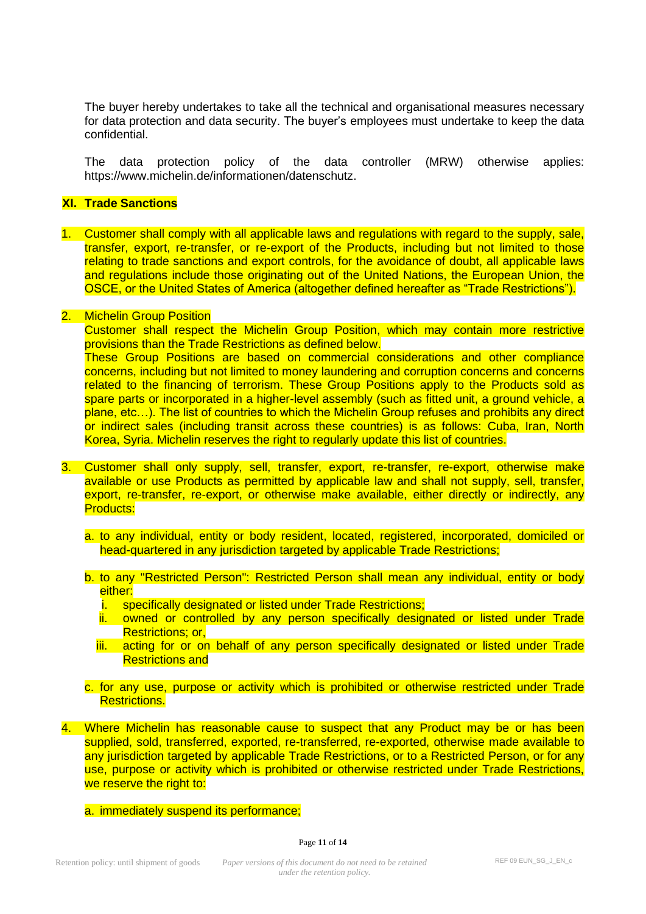The buyer hereby undertakes to take all the technical and organisational measures necessary for data protection and data security. The buyer's employees must undertake to keep the data confidential.

The data protection policy of the data controller (MRW) otherwise applies: https://www.michelin.de/informationen/datenschutz.

## XI. Trade Sanctions

1. Customer shall comply with all applicable laws and regulations with regard to the supply, sale, transfer, export, re-transfer, or re-export of the Products, including but not limited to those relating to trade sanctions and export controls, for the avoidance of doubt, all applicable laws and regulations include those originating out of the United Nations, the European Union, the OSCE, or the United States of America (altogether defined hereafter as "Trade Restrictions").

2. Michelin Group Position
   Customer shall respect the Michelin Group Position, which may contain more restrictive provisions than the Trade Restrictions as defined below.
   These Group Positions are based on commercial considerations and other compliance concerns, including but not limited to money laundering and corruption concerns and concerns related to the financing of terrorism. These Group Positions apply to the Products sold as spare parts or incorporated in a higher-level assembly (such as fitted unit, a ground vehicle, a plane, etc…). The list of countries to which the Michelin Group refuses and prohibits any direct or indirect sales (including transit across these countries) is as follows: Cuba, Iran, North Korea, Syria. Michelin reserves the right to regularly update this list of countries.

3. Customer shall only supply, sell, transfer, export, re-transfer, re-export, otherwise make available or use Products as permitted by applicable law and shall not supply, sell, transfer, export, re-transfer, re-export, or otherwise make available, either directly or indirectly, any Products:

   a. to any individual, entity or body resident, located, registered, incorporated, domiciled or head-quartered in any jurisdiction targeted by applicable Trade Restrictions;

   b. to any "Restricted Person": Restricted Person shall mean any individual, entity or body either:
      i. specifically designated or listed under Trade Restrictions;
      ii. owned or controlled by any person specifically designated or listed under Trade Restrictions; or,
      iii. acting for or on behalf of any person specifically designated or listed under Trade Restrictions and

   c. for any use, purpose or activity which is prohibited or otherwise restricted under Trade Restrictions.

4. Where Michelin has reasonable cause to suspect that any Product may be or has been supplied, sold, transferred, exported, re-transferred, re-exported, otherwise made available to any jurisdiction targeted by applicable Trade Restrictions, or to a Restricted Person, or for any use, purpose or activity which is prohibited or otherwise restricted under Trade Restrictions, we reserve the right to:

   a. immediately suspend its performance;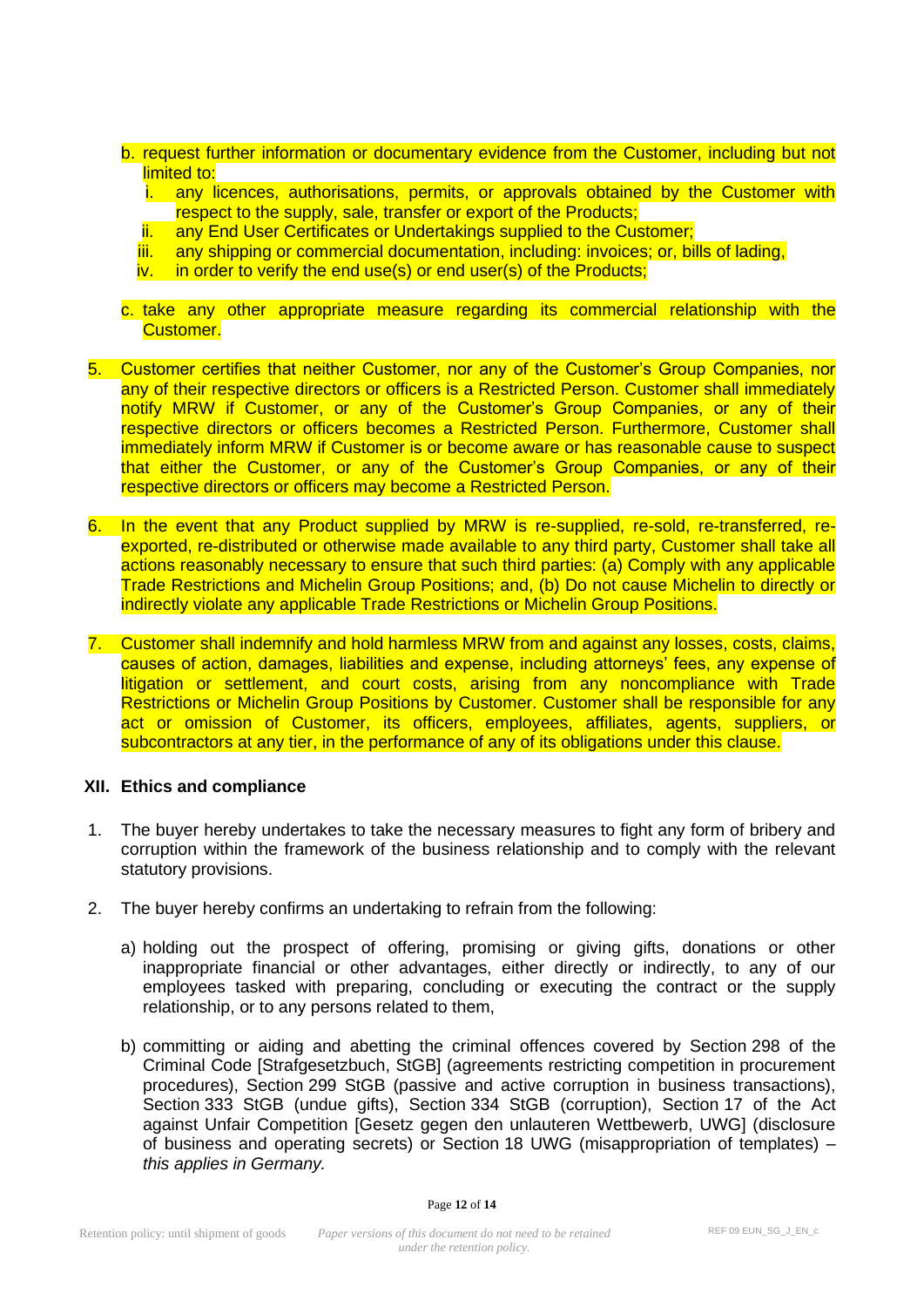b. request further information or documentary evidence from the Customer, including but not limited to:
   i. any licences, authorisations, permits, or approvals obtained by the Customer with respect to the supply, sale, transfer or export of the Products;
   ii. any End User Certificates or Undertakings supplied to the Customer;
   iii. any shipping or commercial documentation, including: invoices; or, bills of lading,
   iv. in order to verify the end use(s) or end user(s) of the Products;

c. take any other appropriate measure regarding its commercial relationship with the Customer.

5. Customer certifies that neither Customer, nor any of the Customer's Group Companies, nor any of their respective directors or officers is a Restricted Person. Customer shall immediately notify MRW if Customer, or any of the Customer's Group Companies, or any of their respective directors or officers becomes a Restricted Person. Furthermore, Customer shall immediately inform MRW if Customer is or become aware or has reasonable cause to suspect that either the Customer, or any of the Customer's Group Companies, or any of their respective directors or officers may become a Restricted Person.

6. In the event that any Product supplied by MRW is re-supplied, re-sold, re-transferred, re-exported, re-distributed or otherwise made available to any third party, Customer shall take all actions reasonably necessary to ensure that such third parties: (a) Comply with any applicable Trade Restrictions and Michelin Group Positions; and, (b) Do not cause Michelin to directly or indirectly violate any applicable Trade Restrictions or Michelin Group Positions.

7. Customer shall indemnify and hold harmless MRW from and against any losses, costs, claims, causes of action, damages, liabilities and expense, including attorneys' fees, any expense of litigation or settlement, and court costs, arising from any noncompliance with Trade Restrictions or Michelin Group Positions by Customer. Customer shall be responsible for any act or omission of Customer, its officers, employees, affiliates, agents, suppliers, or subcontractors at any tier, in the performance of any of its obligations under this clause.

## XII. Ethics and compliance

1. The buyer hereby undertakes to take the necessary measures to fight any form of bribery and corruption within the framework of the business relationship and to comply with the relevant statutory provisions.

2. The buyer hereby confirms an undertaking to refrain from the following:

   a) holding out the prospect of offering, promising or giving gifts, donations or other inappropriate financial or other advantages, either directly or indirectly, to any of our employees tasked with preparing, concluding or executing the contract or the supply relationship, or to any persons related to them,

   b) committing or aiding and abetting the criminal offences covered by Section 298 of the Criminal Code [Strafgesetzbuch, StGB] (agreements restricting competition in procurement procedures), Section 299 StGB (passive and active corruption in business transactions), Section 333 StGB (undue gifts), Section 334 StGB (corruption), Section 17 of the Act against Unfair Competition [Gesetz gegen den unlauteren Wettbewerb, UWG] (disclosure of business and operating secrets) or Section 18 UWG (misappropriation of templates) – *this applies in Germany.*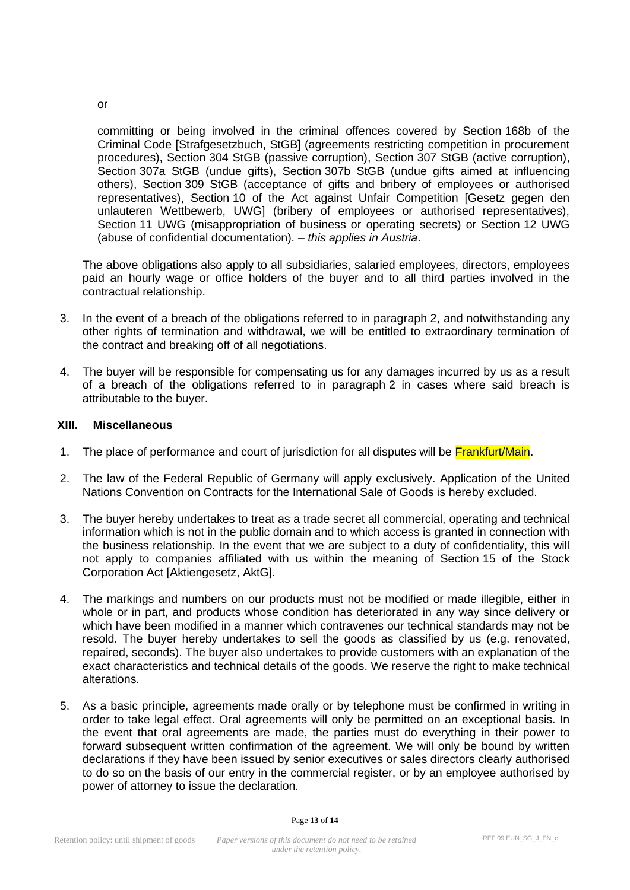or

committing or being involved in the criminal offences covered by Section 168b of the Criminal Code [Strafgesetzbuch, StGB] (agreements restricting competition in procurement procedures), Section 304 StGB (passive corruption), Section 307 StGB (active corruption), Section 307a StGB (undue gifts), Section 307b StGB (undue gifts aimed at influencing others), Section 309 StGB (acceptance of gifts and bribery of employees or authorised representatives), Section 10 of the Act against Unfair Competition [Gesetz gegen den unlauteren Wettbewerb, UWG] (bribery of employees or authorised representatives), Section 11 UWG (misappropriation of business or operating secrets) or Section 12 UWG (abuse of confidential documentation). – *this applies in Austria*.

The above obligations also apply to all subsidiaries, salaried employees, directors, employees paid an hourly wage or office holders of the buyer and to all third parties involved in the contractual relationship.

3. In the event of a breach of the obligations referred to in paragraph 2, and notwithstanding any other rights of termination and withdrawal, we will be entitled to extraordinary termination of the contract and breaking off of all negotiations.

4. The buyer will be responsible for compensating us for any damages incurred by us as a result of a breach of the obligations referred to in paragraph 2 in cases where said breach is attributable to the buyer.

## XIII. Miscellaneous

1. The place of performance and court of jurisdiction for all disputes will be Frankfurt/Main.

2. The law of the Federal Republic of Germany will apply exclusively. Application of the United Nations Convention on Contracts for the International Sale of Goods is hereby excluded.

3. The buyer hereby undertakes to treat as a trade secret all commercial, operating and technical information which is not in the public domain and to which access is granted in connection with the business relationship. In the event that we are subject to a duty of confidentiality, this will not apply to companies affiliated with us within the meaning of Section 15 of the Stock Corporation Act [Aktiengesetz, AktG].

4. The markings and numbers on our products must not be modified or made illegible, either in whole or in part, and products whose condition has deteriorated in any way since delivery or which have been modified in a manner which contravenes our technical standards may not be resold. The buyer hereby undertakes to sell the goods as classified by us (e.g. renovated, repaired, seconds). The buyer also undertakes to provide customers with an explanation of the exact characteristics and technical details of the goods. We reserve the right to make technical alterations.

5. As a basic principle, agreements made orally or by telephone must be confirmed in writing in order to take legal effect. Oral agreements will only be permitted on an exceptional basis. In the event that oral agreements are made, the parties must do everything in their power to forward subsequent written confirmation of the agreement. We will only be bound by written declarations if they have been issued by senior executives or sales directors clearly authorised to do so on the basis of our entry in the commercial register, or by an employee authorised by power of attorney to issue the declaration.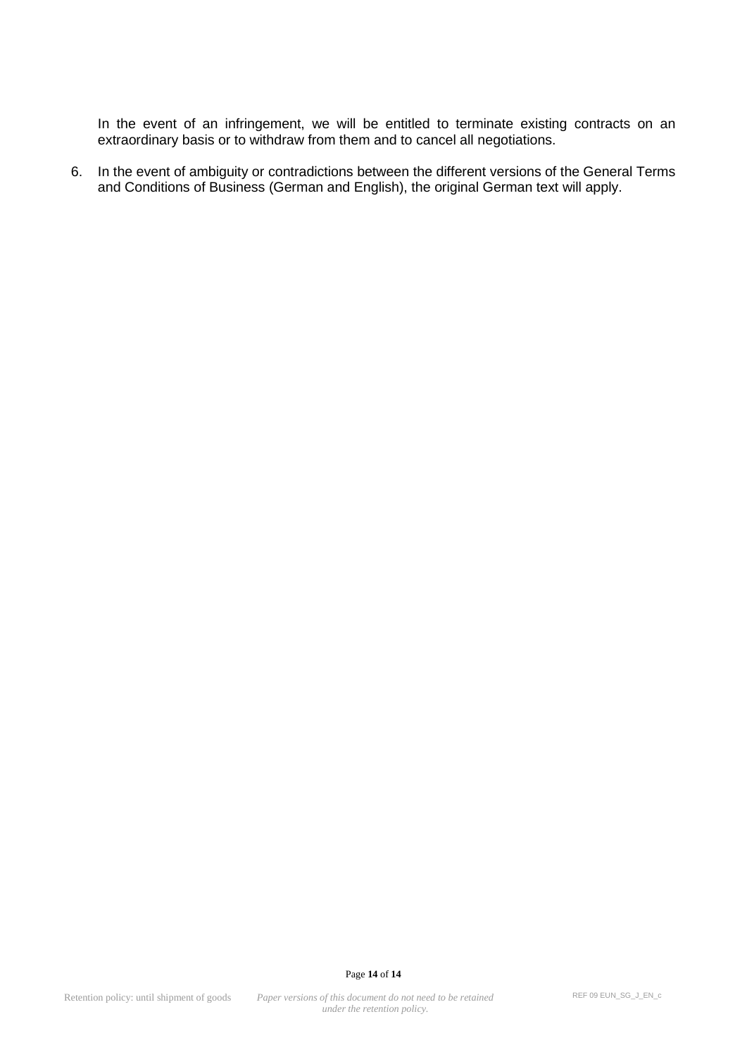In the event of an infringement, we will be entitled to terminate existing contracts on an extraordinary basis or to withdraw from them and to cancel all negotiations.

6. In the event of ambiguity or contradictions between the different versions of the General Terms and Conditions of Business (German and English), the original German text will apply.